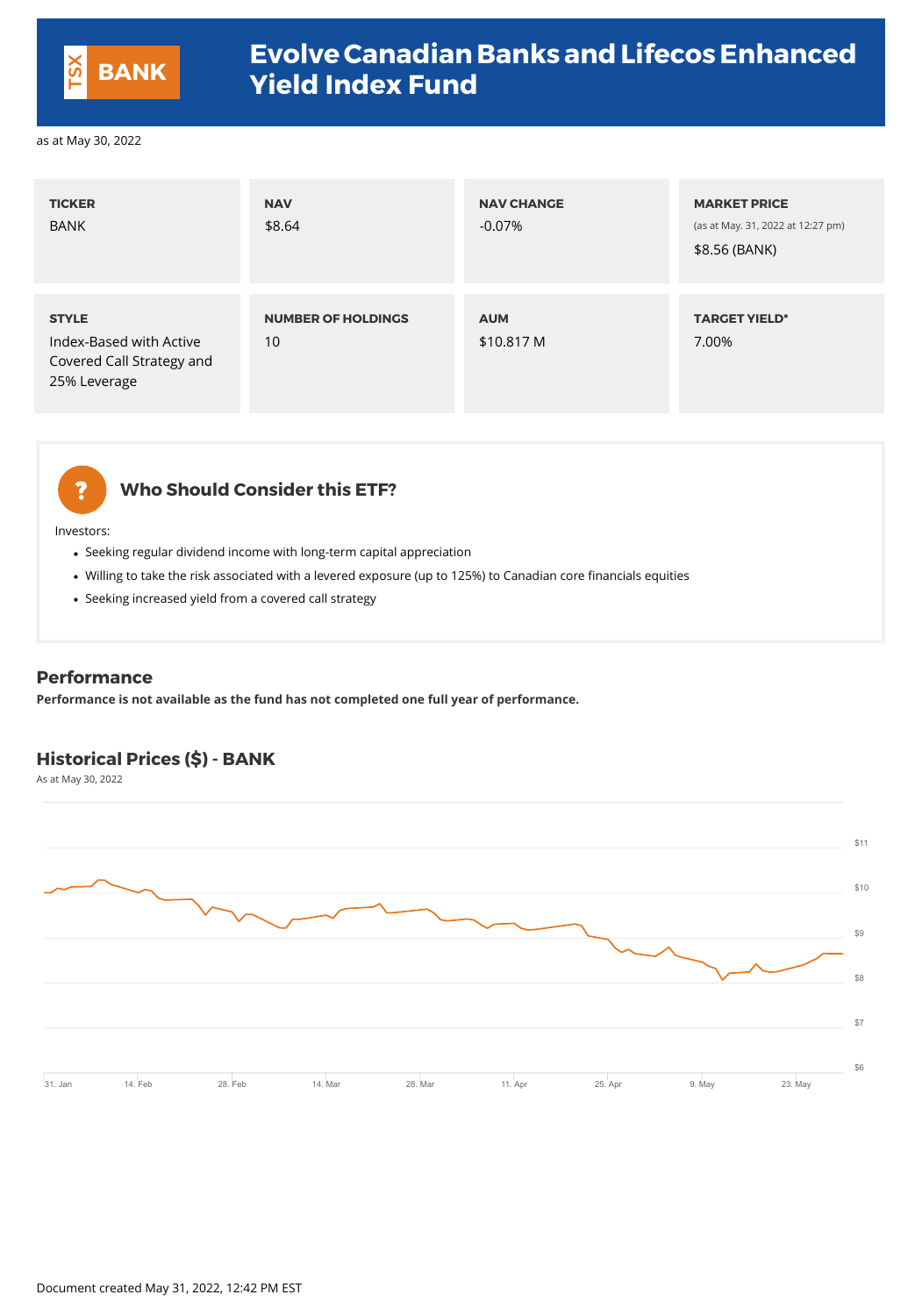# Evolve Canadian Banks and Lifecos Enhanced Yield Index Fund

TSX BANK

as at May 30, 2022

| TICKER | NAV | NAV CHANGE | MARKET PRICE |
|---|---|---|---|
| BANK | $8.64 | -0.07% | (as at May. 31, 2022 at 12:27 pm) $8.56 (BANK) |

| STYLE | NUMBER OF HOLDINGS | AUM | TARGET YIELD* |
|---|---|---|---|
| Index-Based with Active Covered Call Strategy and 25% Leverage | 10 | $10.817 M | 7.00% |

## Who Should Consider this ETF?

Investors:

- Seeking regular dividend income with long-term capital appreciation
- Willing to take the risk associated with a levered exposure (up to 125%) to Canadian core financials equities
- Seeking increased yield from a covered call strategy

## Performance

**Performance is not available as the fund has not completed one full year of performance.**

## Historical Prices ($) - BANK

As at May 30, 2022

Document created May 31, 2022, 12:42 PM EST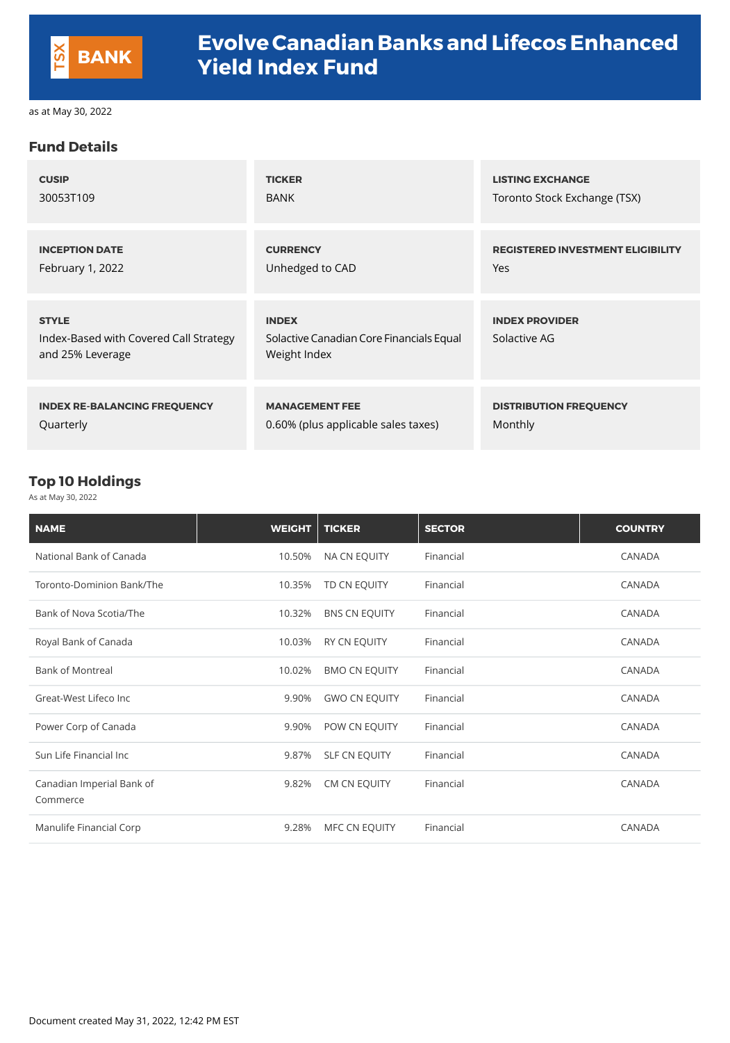# Evolve Canadian Banks and Lifecos Enhanced Yield Index Fund

TSX BANK

as at May 30, 2022

## Fund Details

| CUSIP | TICKER | LISTING EXCHANGE |
|---|---|---|
| 30053T109 | BANK | Toronto Stock Exchange (TSX) |

| INCEPTION DATE | CURRENCY | REGISTERED INVESTMENT ELIGIBILITY |
|---|---|---|
| February 1, 2022 | Unhedged to CAD | Yes |

| STYLE | INDEX | INDEX PROVIDER |
|---|---|---|
| Index-Based with Covered Call Strategy and 25% Leverage | Solactive Canadian Core Financials Equal Weight Index | Solactive AG |

| INDEX RE-BALANCING FREQUENCY | MANAGEMENT FEE | DISTRIBUTION FREQUENCY |
|---|---|---|
| Quarterly | 0.60% (plus applicable sales taxes) | Monthly |

## Top 10 Holdings

As at May 30, 2022

| NAME | WEIGHT | TICKER | SECTOR | COUNTRY |
|---|---|---|---|---|
| National Bank of Canada | 10.50% | NA CN EQUITY | Financial | CANADA |
| Toronto-Dominion Bank/The | 10.35% | TD CN EQUITY | Financial | CANADA |
| Bank of Nova Scotia/The | 10.32% | BNS CN EQUITY | Financial | CANADA |
| Royal Bank of Canada | 10.03% | RY CN EQUITY | Financial | CANADA |
| Bank of Montreal | 10.02% | BMO CN EQUITY | Financial | CANADA |
| Great-West Lifeco Inc | 9.90% | GWO CN EQUITY | Financial | CANADA |
| Power Corp of Canada | 9.90% | POW CN EQUITY | Financial | CANADA |
| Sun Life Financial Inc | 9.87% | SLF CN EQUITY | Financial | CANADA |
| Canadian Imperial Bank of Commerce | 9.82% | CM CN EQUITY | Financial | CANADA |
| Manulife Financial Corp | 9.28% | MFC CN EQUITY | Financial | CANADA |

Document created May 31, 2022, 12:42 PM EST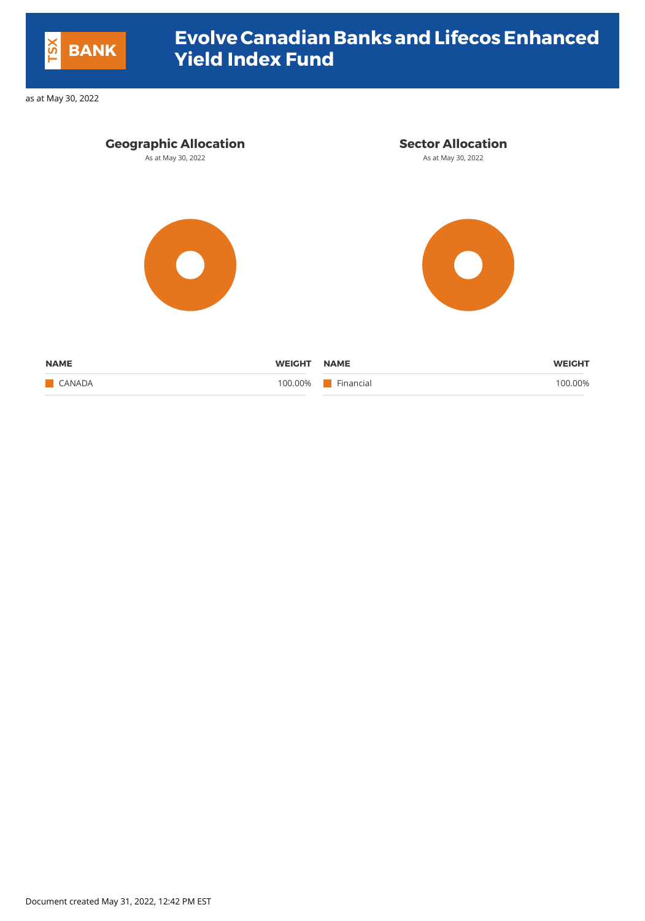# Evolve Canadian Banks and Lifecos Enhanced Yield Index Fund

TSX BANK

as at May 30, 2022

## Geographic Allocation

As at May 30, 2022

| NAME | WEIGHT |
|---|---|
| CANADA | 100.00% |

## Sector Allocation

As at May 30, 2022

| NAME | WEIGHT |
|---|---|
| Financial | 100.00% |

Document created May 31, 2022, 12:42 PM EST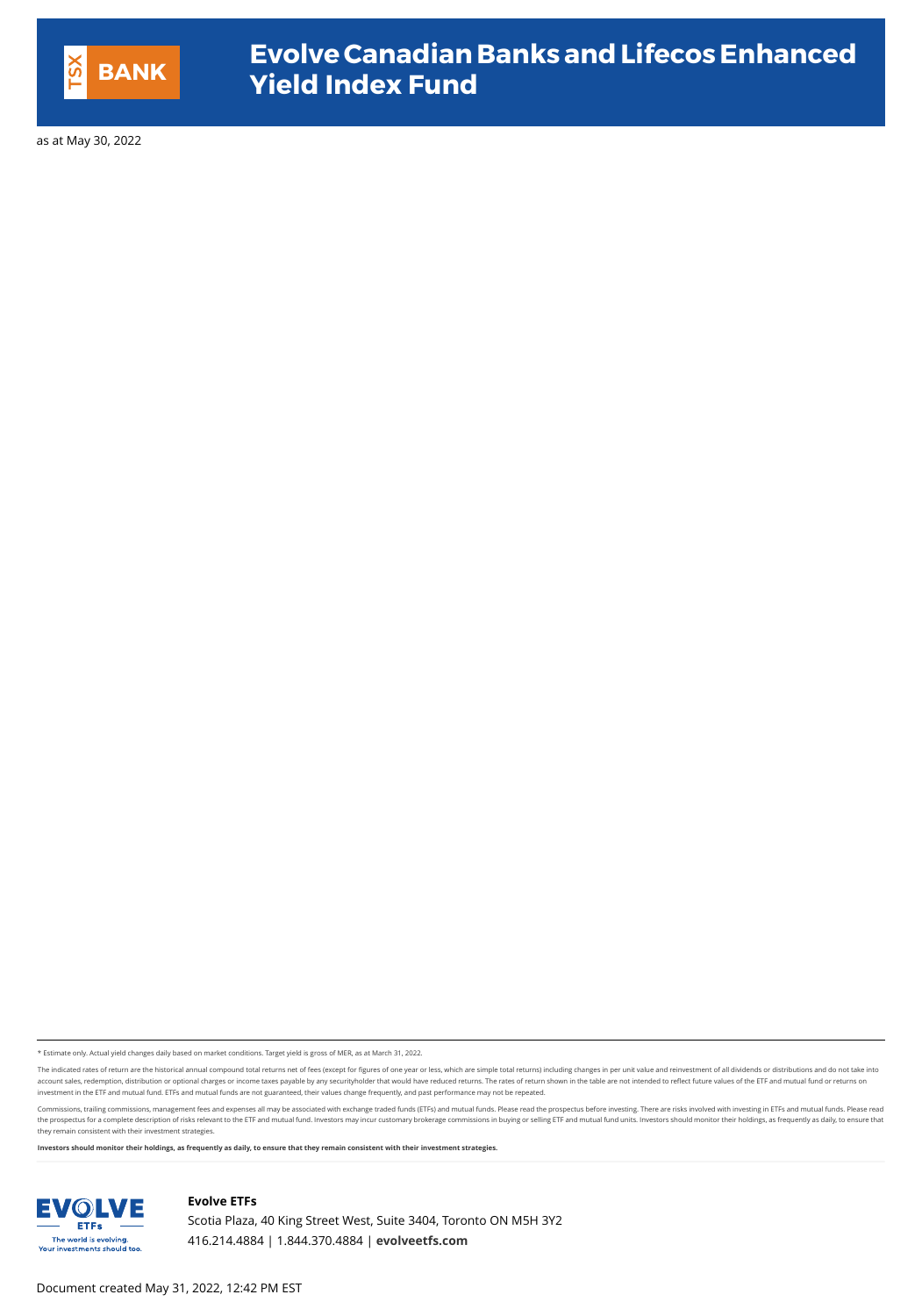# TSX BANK

# Evolve Canadian Banks and Lifecos Enhanced Yield Index Fund

as at May 30, 2022

* Estimate only. Actual yield changes daily based on market conditions. Target yield is gross of MER, as at March 31, 2022.

The indicated rates of return are the historical annual compound total returns net of fees (except for figures of one year or less, which are simple total returns) including changes in per unit value and reinvestment of all dividends or distributions and do not take into account sales, redemption, distribution or optional charges or income taxes payable by any securityholder that would have reduced returns. The rates of return shown in the table are not intended to reflect future values of the ETF and mutual fund or returns on investment in the ETF and mutual fund. ETFs and mutual funds are not guaranteed, their values change frequently, and past performance may not be repeated.

Commissions, trailing commissions, management fees and expenses all may be associated with exchange traded funds (ETFs) and mutual funds. Please read the prospectus before investing. There are risks involved with investing in ETFs and mutual funds. Please read the prospectus for a complete description of risks relevant to the ETF and mutual fund. Investors may incur customary brokerage commissions in buying or selling ETF and mutual fund units. Investors should monitor their holdings, as frequently as daily, to ensure that they remain consistent with their investment strategies.

**Investors should monitor their holdings, as frequently as daily, to ensure that they remain consistent with their investment strategies.**

EVOLVE ETFs
The world is evolving. Your investments should too.

**Evolve ETFs**

Scotia Plaza, 40 King Street West, Suite 3404, Toronto ON M5H 3Y2

416.214.4884 | 1.844.370.4884 | **evolveetfs.com**

Document created May 31, 2022, 12:42 PM EST